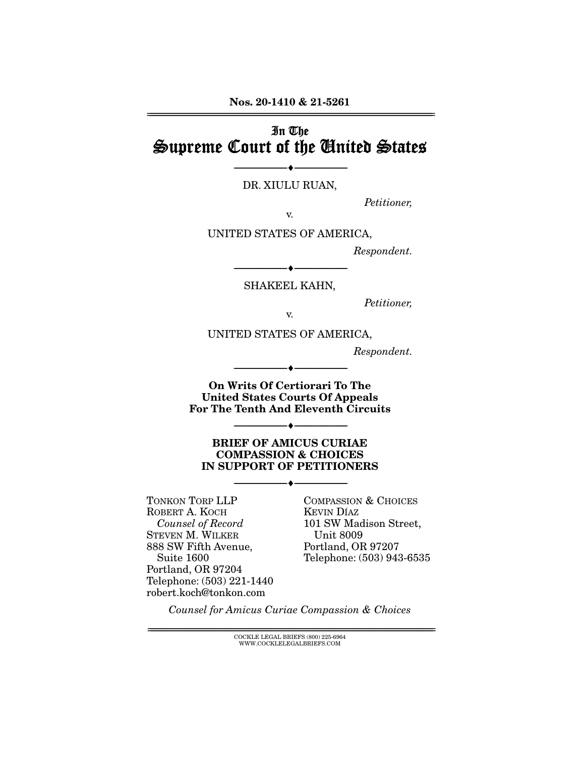**Nos. 20-1410 & 21-5261**

---

# In The
# Supreme Court of the United States

---

DR. XIULU RUAN,

*Petitioner,*

v.

UNITED STATES OF AMERICA,

*Respondent.*

---

SHAKEEL KAHN,

*Petitioner,*

v.

UNITED STATES OF AMERICA,

*Respondent.*

---

**On Writs Of Certiorari To The United States Courts Of Appeals For The Tenth And Eleventh Circuits**

---

**BRIEF OF AMICUS CURIAE COMPASSION & CHOICES IN SUPPORT OF PETITIONERS**

---

TONKON TORP LLP
ROBERT A. KOCH
*Counsel of Record*
STEVEN M. WILKER
888 SW Fifth Avenue, Suite 1600
Portland, OR 97204
Telephone: (503) 221-1440
robert.koch@tonkon.com

COMPASSION & CHOICES
KEVIN DÍAZ
101 SW Madison Street, Unit 8009
Portland, OR 97207
Telephone: (503) 943-6535

*Counsel for Amicus Curiae Compassion & Choices*

---

COCKLE LEGAL BRIEFS (800) 225-6964
WWW.COCKLELEGALBRIEFS.COM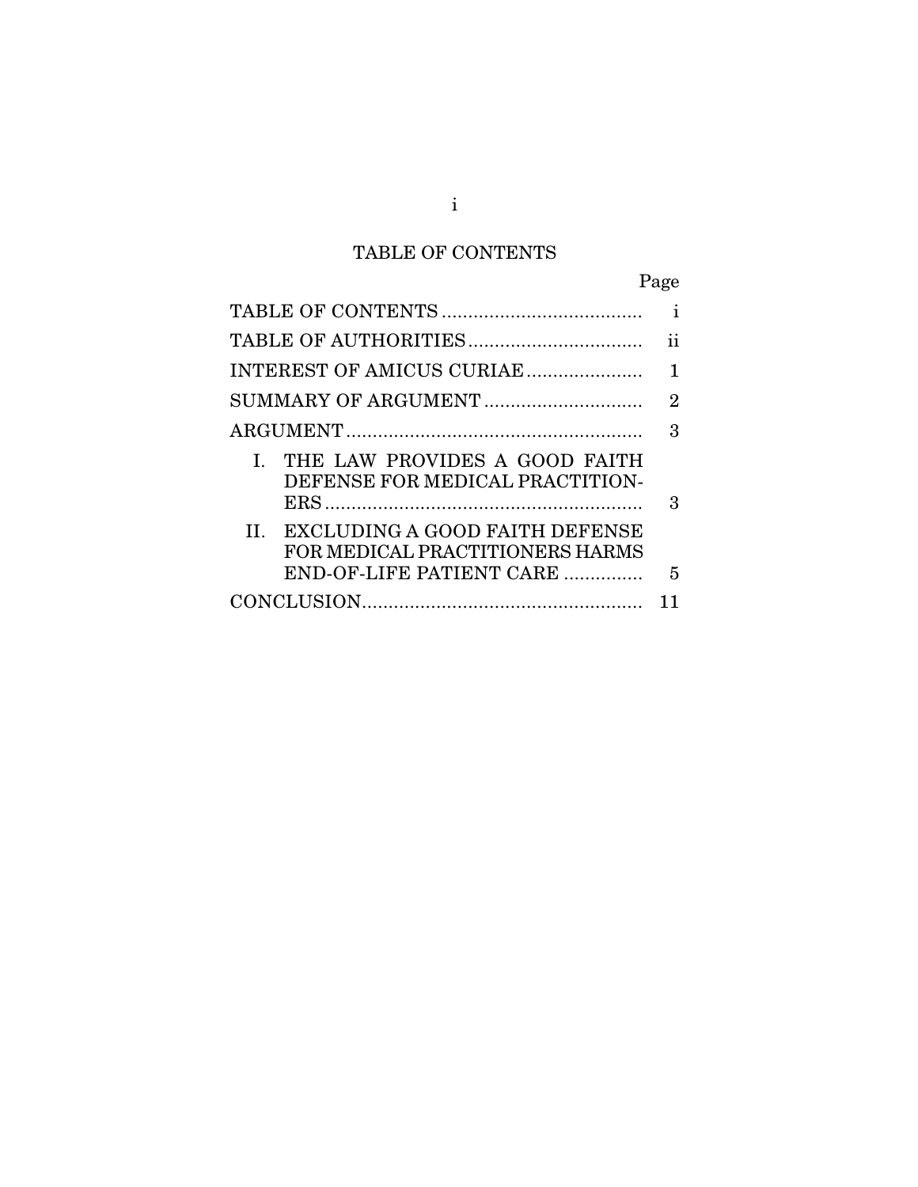## TABLE OF CONTENTS

| | Page |
|---|---|
| TABLE OF CONTENTS | i |
| TABLE OF AUTHORITIES | ii |
| INTEREST OF AMICUS CURIAE | 1 |
| SUMMARY OF ARGUMENT | 2 |
| ARGUMENT | 3 |
| I. THE LAW PROVIDES A GOOD FAITH DEFENSE FOR MEDICAL PRACTITIONERS | 3 |
| II. EXCLUDING A GOOD FAITH DEFENSE FOR MEDICAL PRACTITIONERS HARMS END-OF-LIFE PATIENT CARE | 5 |
| CONCLUSION | 11 |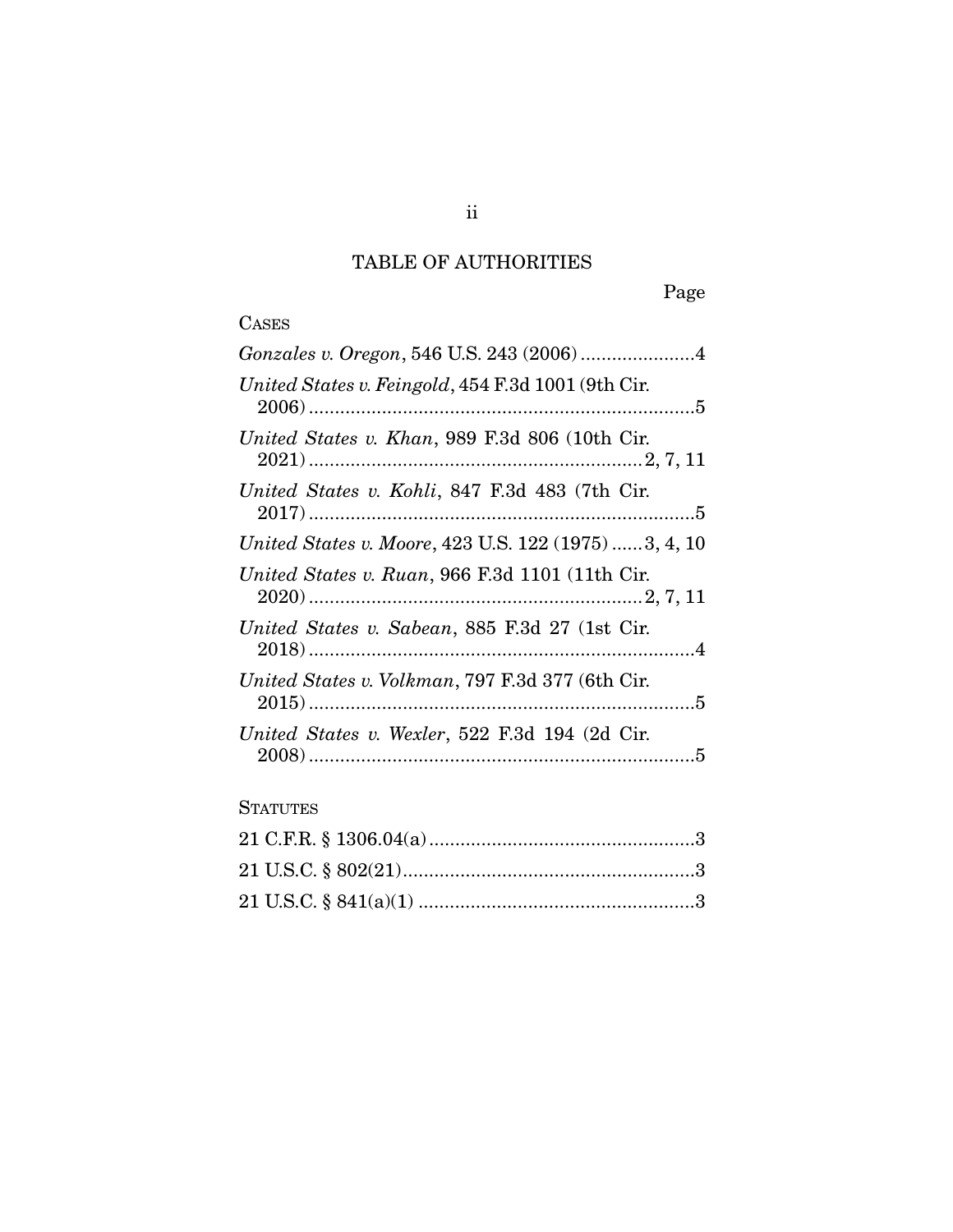# TABLE OF AUTHORITIES

Page

CASES

*Gonzales v. Oregon*, 546 U.S. 243 (2006) ......................4

*United States v. Feingold*, 454 F.3d 1001 (9th Cir. 2006) ..........................................................................5

*United States v. Khan*, 989 F.3d 806 (10th Cir. 2021) ..............................................................2, 7, 11

*United States v. Kohli*, 847 F.3d 483 (7th Cir. 2017) ..........................................................................5

*United States v. Moore*, 423 U.S. 122 (1975) ......3, 4, 10

*United States v. Ruan*, 966 F.3d 1101 (11th Cir. 2020) ..............................................................2, 7, 11

*United States v. Sabean*, 885 F.3d 27 (1st Cir. 2018) ..........................................................................4

*United States v. Volkman*, 797 F.3d 377 (6th Cir. 2015) ..........................................................................5

*United States v. Wexler*, 522 F.3d 194 (2d Cir. 2008) ..........................................................................5

STATUTES

21 C.F.R. § 1306.04(a) ..................................................3

21 U.S.C. § 802(21) ........................................................3

21 U.S.C. § 841(a)(1) .....................................................3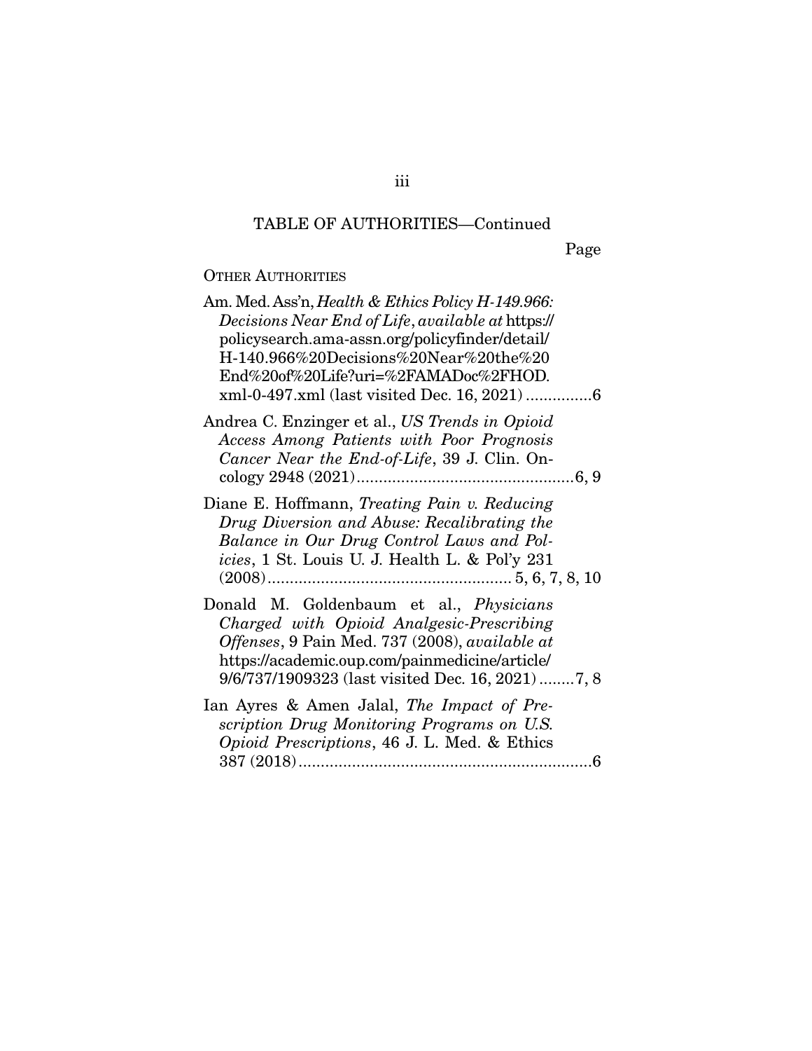TABLE OF AUTHORITIES—Continued

Page

OTHER AUTHORITIES

Am. Med. Ass'n, *Health & Ethics Policy H-149.966: Decisions Near End of Life*, *available at* https://policysearch.ama-assn.org/policyfinder/detail/H-140.966%20Decisions%20Near%20the%20End%20of%20Life?uri=%2FAMADoc%2FHOD.xml-0-497.xml (last visited Dec. 16, 2021) ...............6

Andrea C. Enzinger et al., *US Trends in Opioid Access Among Patients with Poor Prognosis Cancer Near the End-of-Life*, 39 J. Clin. Oncology 2948 (2021)..................................................6, 9

Diane E. Hoffmann, *Treating Pain v. Reducing Drug Diversion and Abuse: Recalibrating the Balance in Our Drug Control Laws and Policies*, 1 St. Louis U. J. Health L. & Pol'y 231 (2008)....................................................... 5, 6, 7, 8, 10

Donald M. Goldenbaum et al., *Physicians Charged with Opioid Analgesic-Prescribing Offenses*, 9 Pain Med. 737 (2008), *available at* https://academic.oup.com/painmedicine/article/9/6/737/1909323 (last visited Dec. 16, 2021) ........7, 8

Ian Ayres & Amen Jalal, *The Impact of Prescription Drug Monitoring Programs on U.S. Opioid Prescriptions*, 46 J. L. Med. & Ethics 387 (2018)...................................................................6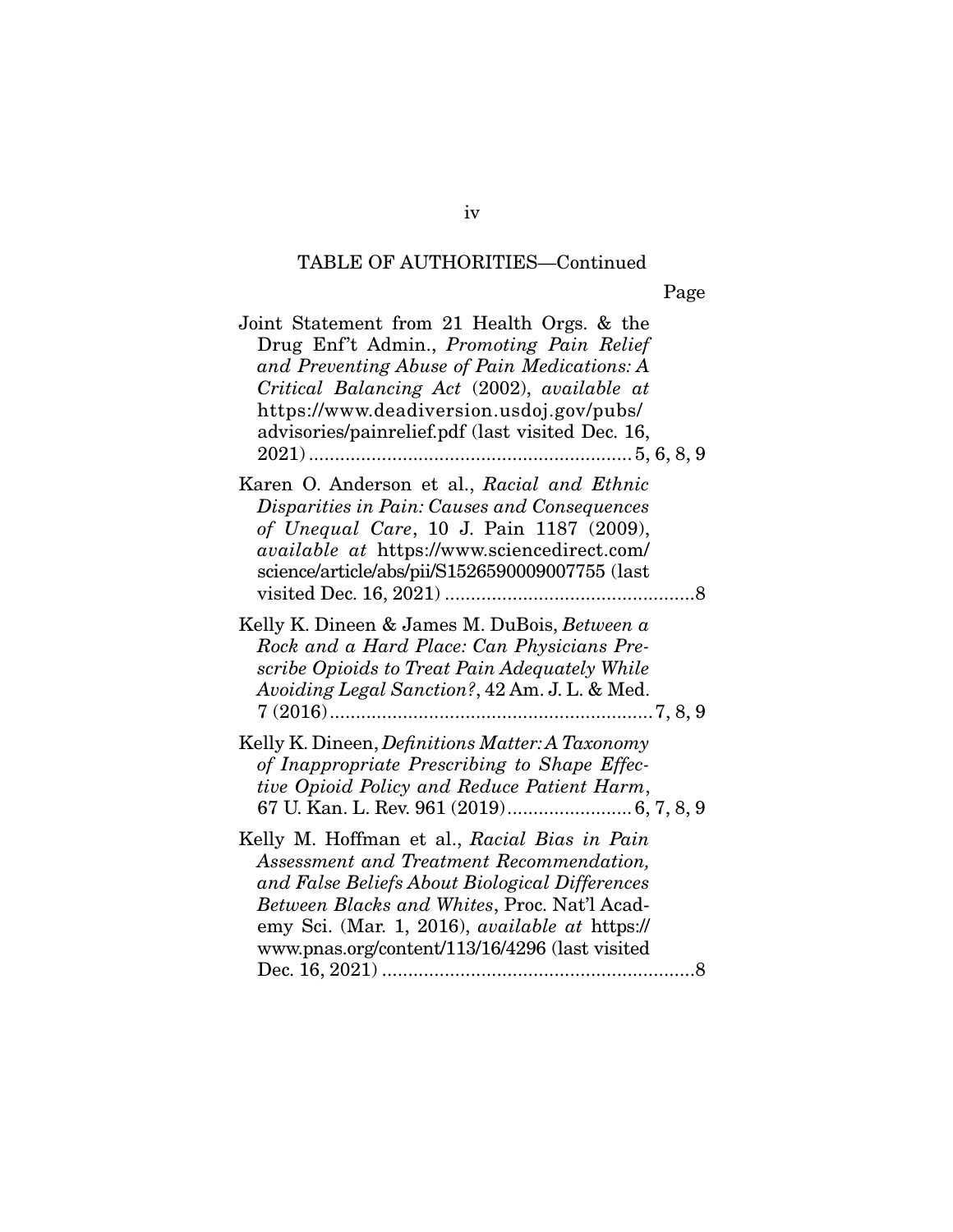TABLE OF AUTHORITIES—Continued

Page

Joint Statement from 21 Health Orgs. & the Drug Enf't Admin., *Promoting Pain Relief and Preventing Abuse of Pain Medications: A Critical Balancing Act* (2002), *available at* https://www.deadiversion.usdoj.gov/pubs/advisories/painrelief.pdf (last visited Dec. 16, 2021) .............................................................5, 6, 8, 9

Karen O. Anderson et al., *Racial and Ethnic Disparities in Pain: Causes and Consequences of Unequal Care*, 10 J. Pain 1187 (2009), *available at* https://www.sciencedirect.com/science/article/abs/pii/S1526590009007755 (last visited Dec. 16, 2021) ................................................8

Kelly K. Dineen & James M. DuBois, *Between a Rock and a Hard Place: Can Physicians Prescribe Opioids to Treat Pain Adequately While Avoiding Legal Sanction?*, 42 Am. J. L. & Med. 7 (2016).............................................................7, 8, 9

Kelly K. Dineen, *Definitions Matter: A Taxonomy of Inappropriate Prescribing to Shape Effective Opioid Policy and Reduce Patient Harm*, 67 U. Kan. L. Rev. 961 (2019).......................6, 7, 8, 9

Kelly M. Hoffman et al., *Racial Bias in Pain Assessment and Treatment Recommendation, and False Beliefs About Biological Differences Between Blacks and Whites*, Proc. Nat'l Academy Sci. (Mar. 1, 2016), *available at* https://www.pnas.org/content/113/16/4296 (last visited Dec. 16, 2021) ............................................................8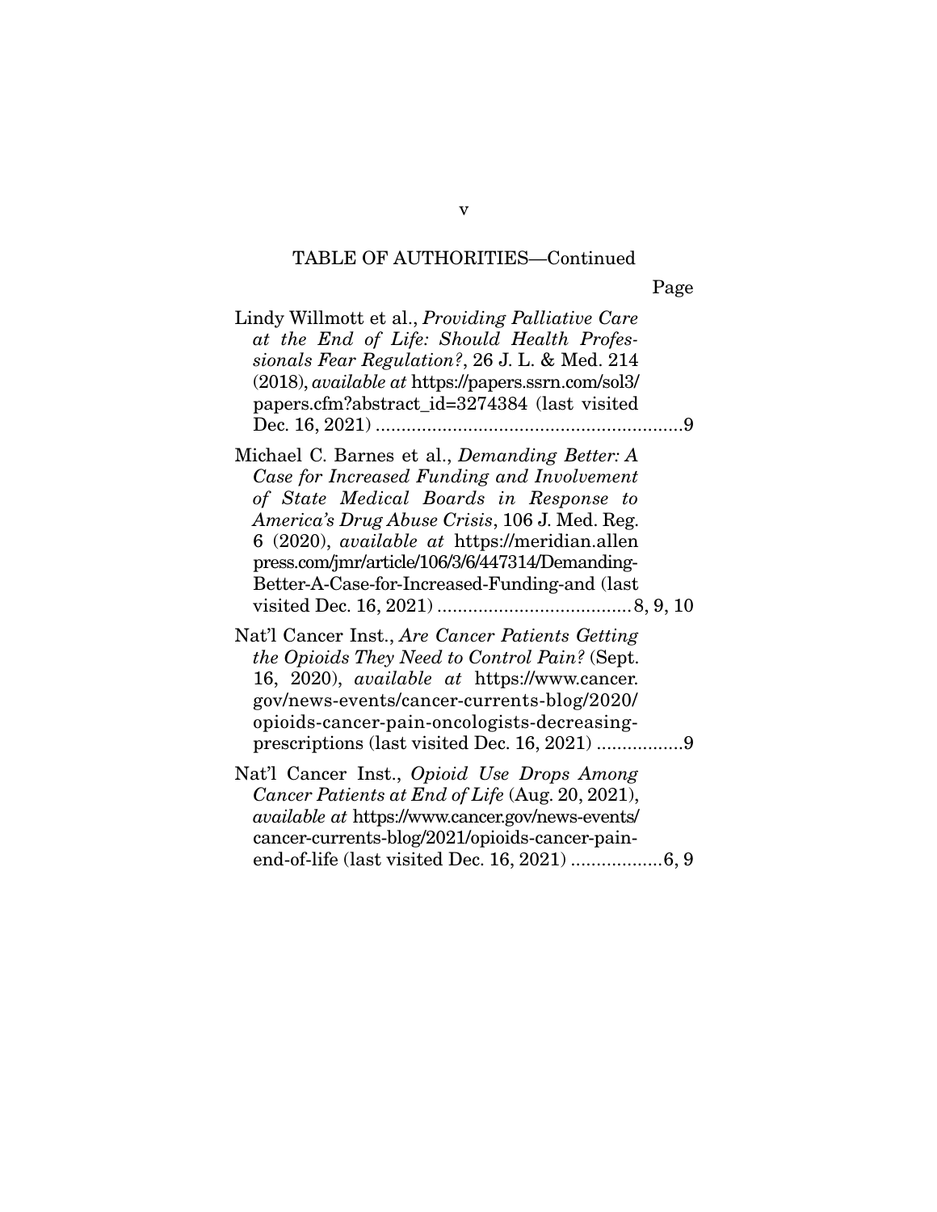TABLE OF AUTHORITIES—Continued

Page

Lindy Willmott et al., *Providing Palliative Care at the End of Life: Should Health Professionals Fear Regulation?*, 26 J. L. & Med. 214 (2018), *available at* https://papers.ssrn.com/sol3/papers.cfm?abstract_id=3274384 (last visited Dec. 16, 2021) ............................................................9

Michael C. Barnes et al., *Demanding Better: A Case for Increased Funding and Involvement of State Medical Boards in Response to America's Drug Abuse Crisis*, 106 J. Med. Reg. 6 (2020), *available at* https://meridian.allenpress.com/jmr/article/106/3/6/447314/Demanding-Better-A-Case-for-Increased-Funding-and (last visited Dec. 16, 2021) ......................................8, 9, 10

Nat'l Cancer Inst., *Are Cancer Patients Getting the Opioids They Need to Control Pain?* (Sept. 16, 2020), *available at* https://www.cancer.gov/news-events/cancer-currents-blog/2020/opioids-cancer-pain-oncologists-decreasing-prescriptions (last visited Dec. 16, 2021) .................9

Nat'l Cancer Inst., *Opioid Use Drops Among Cancer Patients at End of Life* (Aug. 20, 2021), *available at* https://www.cancer.gov/news-events/cancer-currents-blog/2021/opioids-cancer-pain-end-of-life (last visited Dec. 16, 2021) ..................6, 9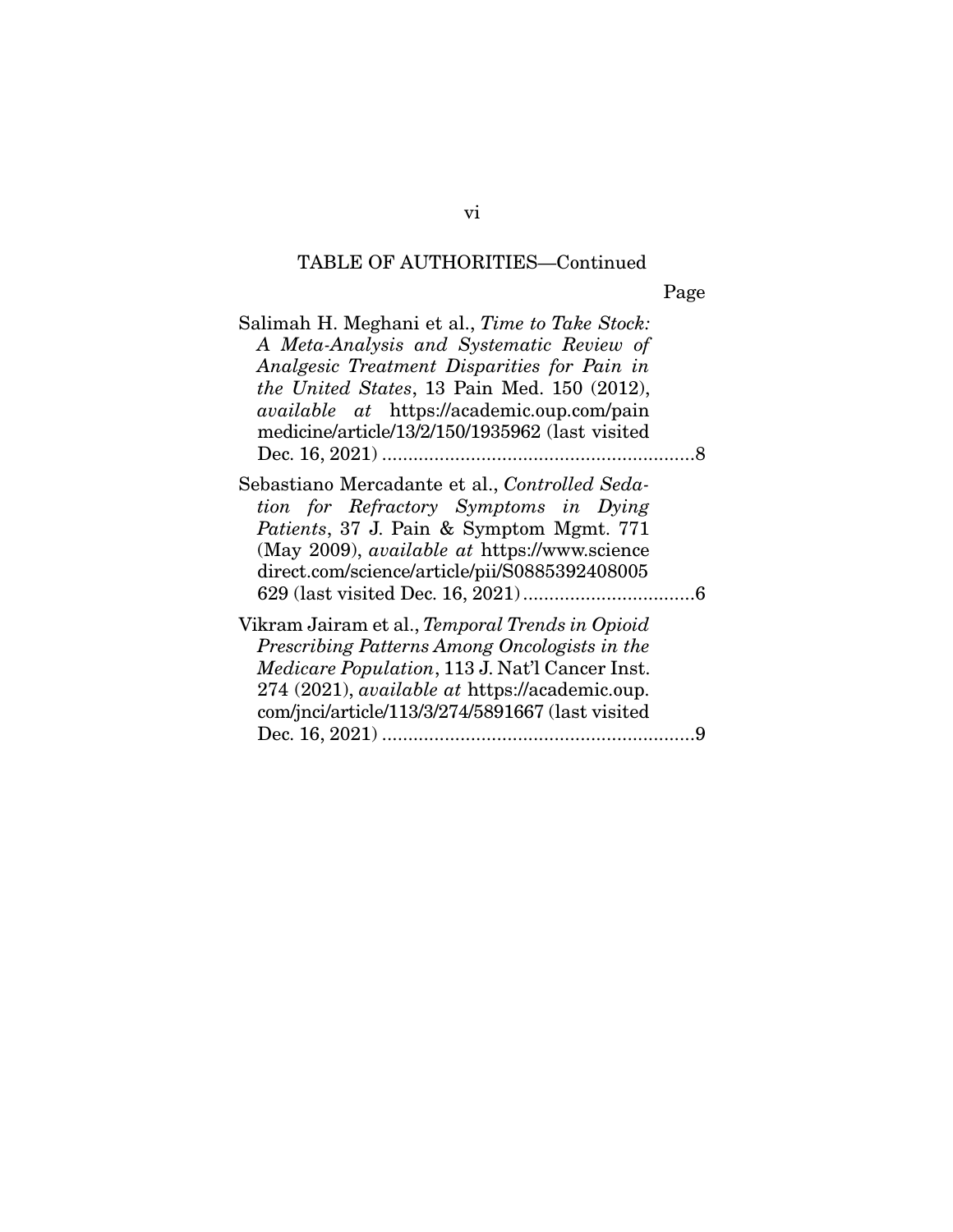TABLE OF AUTHORITIES—Continued

Page

Salimah H. Meghani et al., *Time to Take Stock: A Meta-Analysis and Systematic Review of Analgesic Treatment Disparities for Pain in the United States*, 13 Pain Med. 150 (2012), *available at* https://academic.oup.com/painmedicine/article/13/2/150/1935962 (last visited Dec. 16, 2021) ............................................................8

Sebastiano Mercadante et al., *Controlled Sedation for Refractory Symptoms in Dying Patients*, 37 J. Pain & Symptom Mgmt. 771 (May 2009), *available at* https://www.sciencedirect.com/science/article/pii/S0885392408005629 (last visited Dec. 16, 2021) .................................6

Vikram Jairam et al., *Temporal Trends in Opioid Prescribing Patterns Among Oncologists in the Medicare Population*, 113 J. Nat'l Cancer Inst. 274 (2021), *available at* https://academic.oup.com/jnci/article/113/3/274/5891667 (last visited Dec. 16, 2021) ............................................................9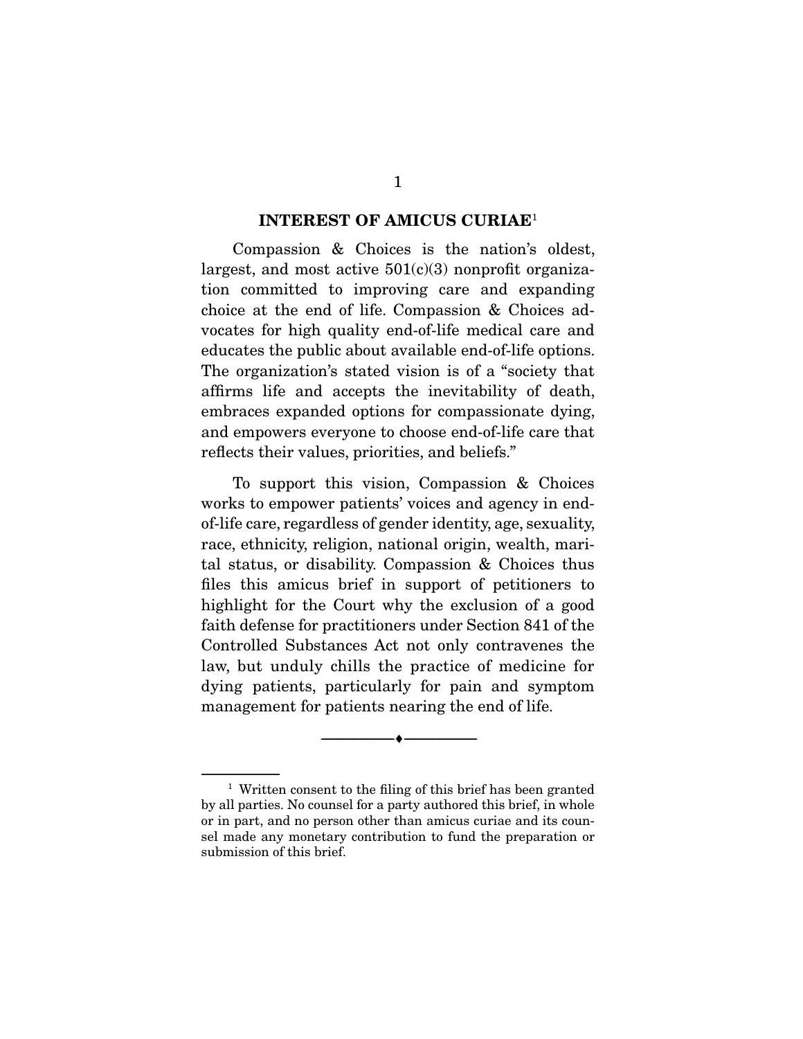## INTEREST OF AMICUS CURIAE[1]

Compassion & Choices is the nation's oldest, largest, and most active 501(c)(3) nonprofit organization committed to improving care and expanding choice at the end of life. Compassion & Choices advocates for high quality end-of-life medical care and educates the public about available end-of-life options. The organization's stated vision is of a "society that affirms life and accepts the inevitability of death, embraces expanded options for compassionate dying, and empowers everyone to choose end-of-life care that reflects their values, priorities, and beliefs."

To support this vision, Compassion & Choices works to empower patients' voices and agency in end-of-life care, regardless of gender identity, age, sexuality, race, ethnicity, religion, national origin, wealth, marital status, or disability. Compassion & Choices thus files this amicus brief in support of petitioners to highlight for the Court why the exclusion of a good faith defense for practitioners under Section 841 of the Controlled Substances Act not only contravenes the law, but unduly chills the practice of medicine for dying patients, particularly for pain and symptom management for patients nearing the end of life.

---

[1] Written consent to the filing of this brief has been granted by all parties. No counsel for a party authored this brief, in whole or in part, and no person other than amicus curiae and its counsel made any monetary contribution to fund the preparation or submission of this brief.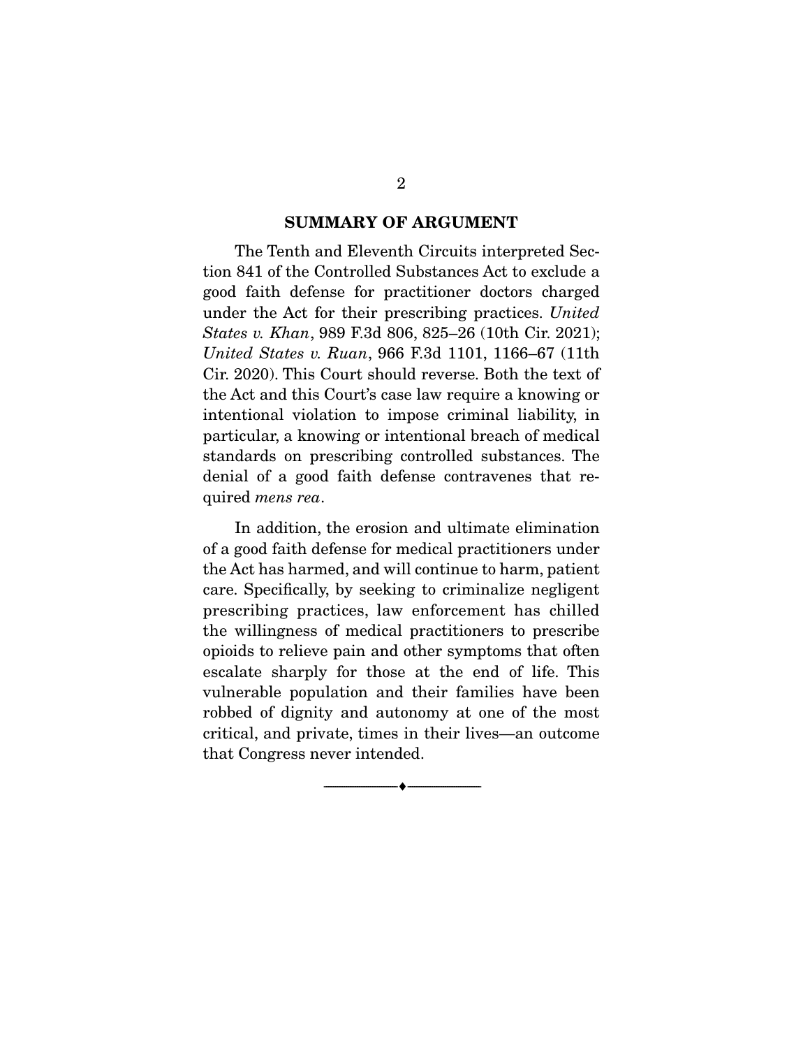## SUMMARY OF ARGUMENT

The Tenth and Eleventh Circuits interpreted Section 841 of the Controlled Substances Act to exclude a good faith defense for practitioner doctors charged under the Act for their prescribing practices. *United States v. Khan*, 989 F.3d 806, 825–26 (10th Cir. 2021); *United States v. Ruan*, 966 F.3d 1101, 1166–67 (11th Cir. 2020). This Court should reverse. Both the text of the Act and this Court's case law require a knowing or intentional violation to impose criminal liability, in particular, a knowing or intentional breach of medical standards on prescribing controlled substances. The denial of a good faith defense contravenes that required *mens rea*.

In addition, the erosion and ultimate elimination of a good faith defense for medical practitioners under the Act has harmed, and will continue to harm, patient care. Specifically, by seeking to criminalize negligent prescribing practices, law enforcement has chilled the willingness of medical practitioners to prescribe opioids to relieve pain and other symptoms that often escalate sharply for those at the end of life. This vulnerable population and their families have been robbed of dignity and autonomy at one of the most critical, and private, times in their lives—an outcome that Congress never intended.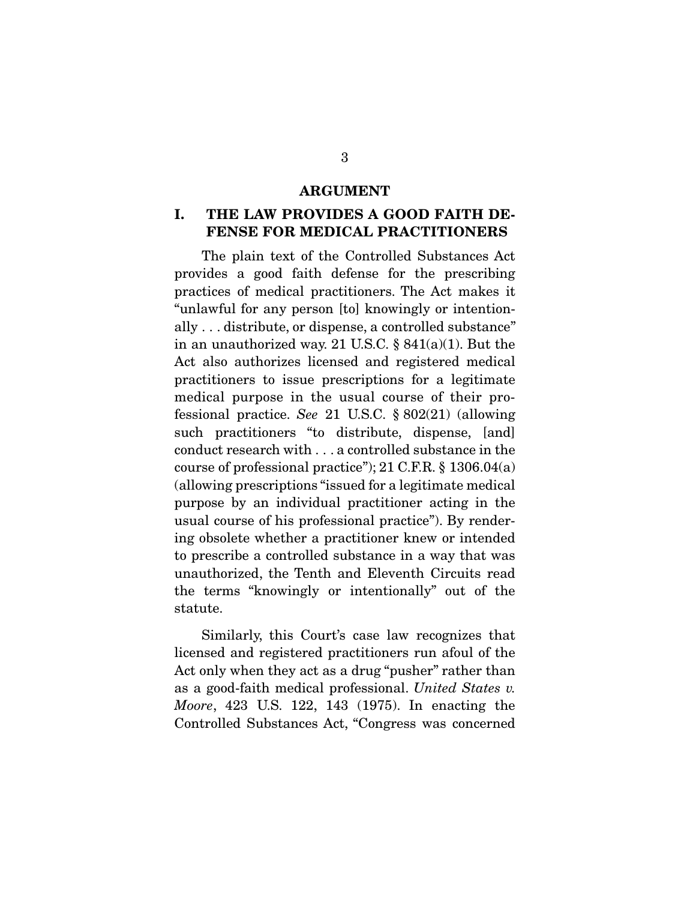## ARGUMENT

### I. THE LAW PROVIDES A GOOD FAITH DEFENSE FOR MEDICAL PRACTITIONERS

The plain text of the Controlled Substances Act provides a good faith defense for the prescribing practices of medical practitioners. The Act makes it "unlawful for any person [to] knowingly or intentionally . . . distribute, or dispense, a controlled substance" in an unauthorized way. 21 U.S.C. § 841(a)(1). But the Act also authorizes licensed and registered medical practitioners to issue prescriptions for a legitimate medical purpose in the usual course of their professional practice. *See* 21 U.S.C. § 802(21) (allowing such practitioners "to distribute, dispense, [and] conduct research with . . . a controlled substance in the course of professional practice"); 21 C.F.R. § 1306.04(a) (allowing prescriptions "issued for a legitimate medical purpose by an individual practitioner acting in the usual course of his professional practice"). By rendering obsolete whether a practitioner knew or intended to prescribe a controlled substance in a way that was unauthorized, the Tenth and Eleventh Circuits read the terms "knowingly or intentionally" out of the statute.

Similarly, this Court's case law recognizes that licensed and registered practitioners run afoul of the Act only when they act as a drug "pusher" rather than as a good-faith medical professional. *United States v. Moore*, 423 U.S. 122, 143 (1975). In enacting the Controlled Substances Act, "Congress was concerned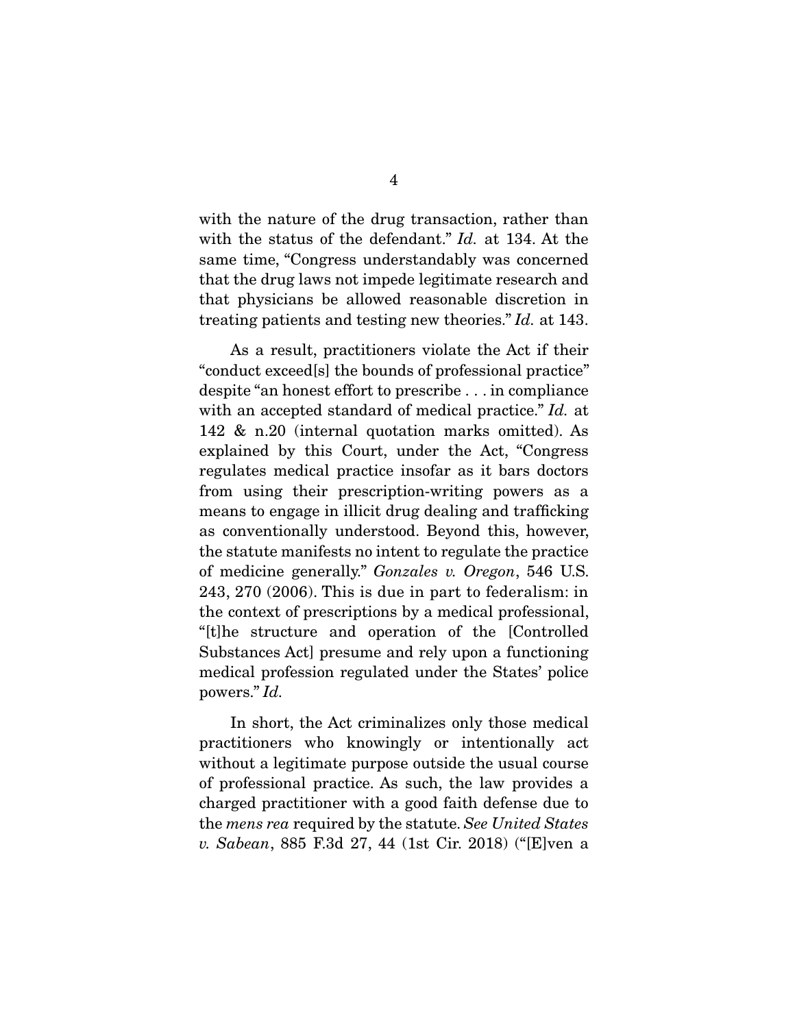with the nature of the drug transaction, rather than with the status of the defendant." *Id.* at 134. At the same time, "Congress understandably was concerned that the drug laws not impede legitimate research and that physicians be allowed reasonable discretion in treating patients and testing new theories." *Id.* at 143.

As a result, practitioners violate the Act if their "conduct exceed[s] the bounds of professional practice" despite "an honest effort to prescribe . . . in compliance with an accepted standard of medical practice." *Id.* at 142 & n.20 (internal quotation marks omitted). As explained by this Court, under the Act, "Congress regulates medical practice insofar as it bars doctors from using their prescription-writing powers as a means to engage in illicit drug dealing and trafficking as conventionally understood. Beyond this, however, the statute manifests no intent to regulate the practice of medicine generally." *Gonzales v. Oregon*, 546 U.S. 243, 270 (2006). This is due in part to federalism: in the context of prescriptions by a medical professional, "[t]he structure and operation of the [Controlled Substances Act] presume and rely upon a functioning medical profession regulated under the States' police powers." *Id.*

In short, the Act criminalizes only those medical practitioners who knowingly or intentionally act without a legitimate purpose outside the usual course of professional practice. As such, the law provides a charged practitioner with a good faith defense due to the *mens rea* required by the statute. *See United States v. Sabean*, 885 F.3d 27, 44 (1st Cir. 2018) ("[E]ven a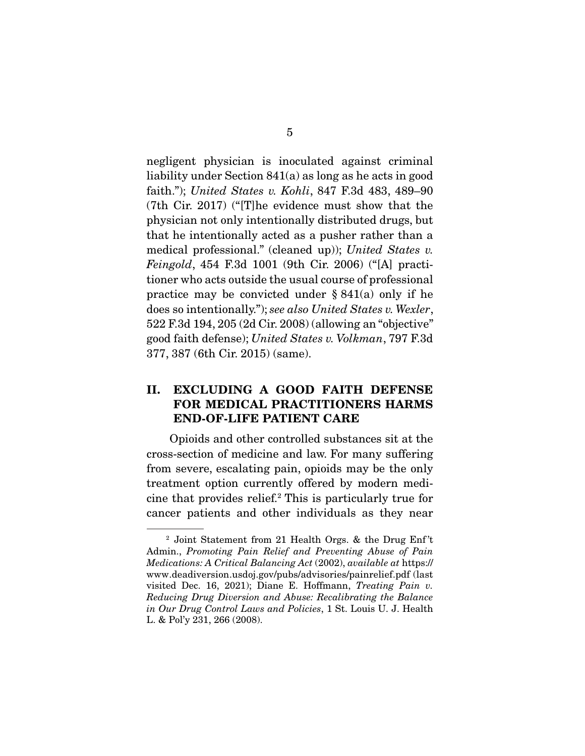negligent physician is inoculated against criminal liability under Section 841(a) as long as he acts in good faith."); *United States v. Kohli*, 847 F.3d 483, 489–90 (7th Cir. 2017) ("[T]he evidence must show that the physician not only intentionally distributed drugs, but that he intentionally acted as a pusher rather than a medical professional." (cleaned up)); *United States v. Feingold*, 454 F.3d 1001 (9th Cir. 2006) ("[A] practitioner who acts outside the usual course of professional practice may be convicted under § 841(a) only if he does so intentionally."); *see also United States v. Wexler*, 522 F.3d 194, 205 (2d Cir. 2008) (allowing an "objective" good faith defense); *United States v. Volkman*, 797 F.3d 377, 387 (6th Cir. 2015) (same).

## II. EXCLUDING A GOOD FAITH DEFENSE FOR MEDICAL PRACTITIONERS HARMS END-OF-LIFE PATIENT CARE

Opioids and other controlled substances sit at the cross-section of medicine and law. For many suffering from severe, escalating pain, opioids may be the only treatment option currently offered by modern medicine that provides relief.[2] This is particularly true for cancer patients and other individuals as they near

---

[2] Joint Statement from 21 Health Orgs. & the Drug Enf't Admin., *Promoting Pain Relief and Preventing Abuse of Pain Medications: A Critical Balancing Act* (2002), *available at* https://www.deadiversion.usdoj.gov/pubs/advisories/painrelief.pdf (last visited Dec. 16, 2021); Diane E. Hoffmann, *Treating Pain v. Reducing Drug Diversion and Abuse: Recalibrating the Balance in Our Drug Control Laws and Policies*, 1 St. Louis U. J. Health L. & Pol'y 231, 266 (2008).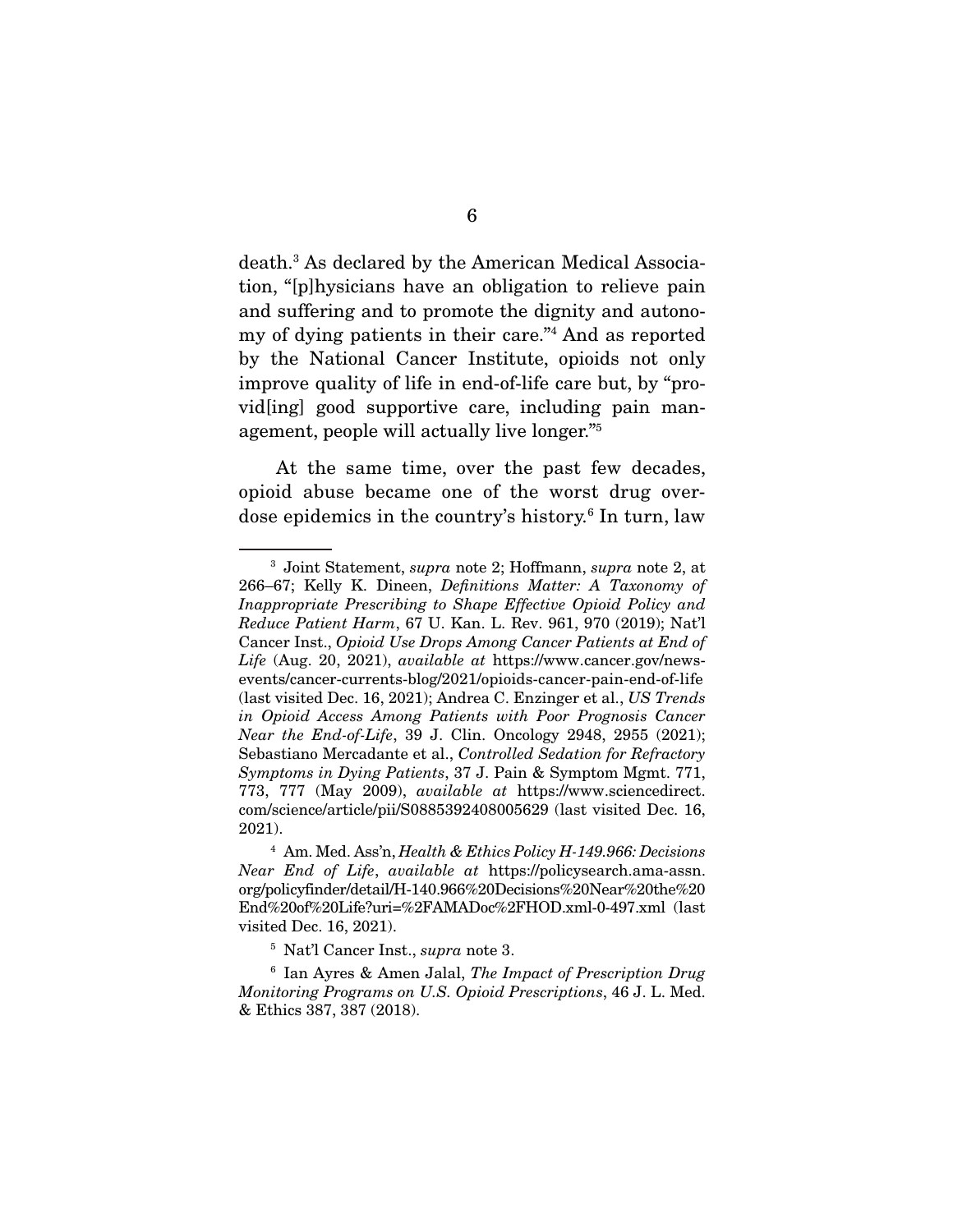death.[3] As declared by the American Medical Association, "[p]hysicians have an obligation to relieve pain and suffering and to promote the dignity and autonomy of dying patients in their care."[4] And as reported by the National Cancer Institute, opioids not only improve quality of life in end-of-life care but, by "provid[ing] good supportive care, including pain management, people will actually live longer."[5]

At the same time, over the past few decades, opioid abuse became one of the worst drug overdose epidemics in the country's history.[6] In turn, law

---

[3] Joint Statement, *supra* note 2; Hoffmann, *supra* note 2, at 266–67; Kelly K. Dineen, *Definitions Matter: A Taxonomy of Inappropriate Prescribing to Shape Effective Opioid Policy and Reduce Patient Harm*, 67 U. Kan. L. Rev. 961, 970 (2019); Nat'l Cancer Inst., *Opioid Use Drops Among Cancer Patients at End of Life* (Aug. 20, 2021), *available at* https://www.cancer.gov/news-events/cancer-currents-blog/2021/opioids-cancer-pain-end-of-life (last visited Dec. 16, 2021); Andrea C. Enzinger et al., *US Trends in Opioid Access Among Patients with Poor Prognosis Cancer Near the End-of-Life*, 39 J. Clin. Oncology 2948, 2955 (2021); Sebastiano Mercadante et al., *Controlled Sedation for Refractory Symptoms in Dying Patients*, 37 J. Pain & Symptom Mgmt. 771, 773, 777 (May 2009), *available at* https://www.sciencedirect.com/science/article/pii/S0885392408005629 (last visited Dec. 16, 2021).

[4] Am. Med. Ass'n, *Health & Ethics Policy H-149.966: Decisions Near End of Life*, *available at* https://policysearch.ama-assn.org/policyfinder/detail/H-140.966%20Decisions%20Near%20the%20End%20of%20Life?uri=%2FAMADoc%2FHOD.xml-0-497.xml (last visited Dec. 16, 2021).

[5] Nat'l Cancer Inst., *supra* note 3.

[6] Ian Ayres & Amen Jalal, *The Impact of Prescription Drug Monitoring Programs on U.S. Opioid Prescriptions*, 46 J. L. Med. & Ethics 387, 387 (2018).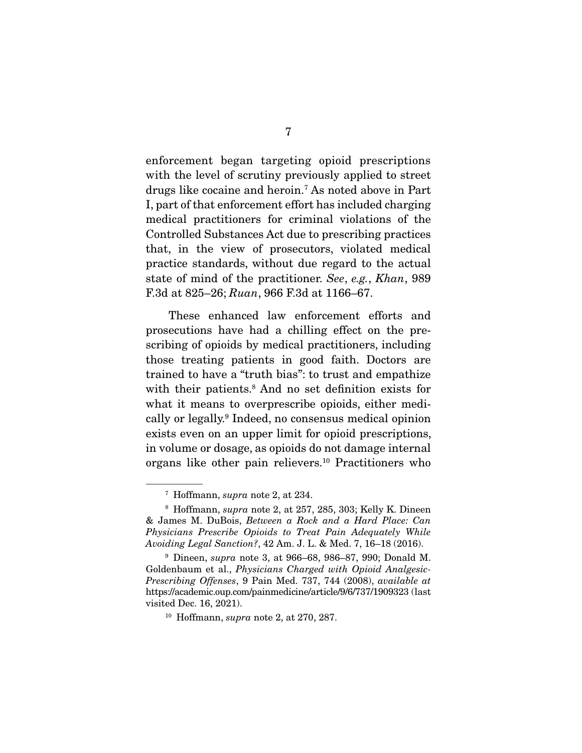enforcement began targeting opioid prescriptions with the level of scrutiny previously applied to street drugs like cocaine and heroin.[7] As noted above in Part I, part of that enforcement effort has included charging medical practitioners for criminal violations of the Controlled Substances Act due to prescribing practices that, in the view of prosecutors, violated medical practice standards, without due regard to the actual state of mind of the practitioner. *See*, *e.g.*, *Khan*, 989 F.3d at 825–26; *Ruan*, 966 F.3d at 1166–67.

These enhanced law enforcement efforts and prosecutions have had a chilling effect on the prescribing of opioids by medical practitioners, including those treating patients in good faith. Doctors are trained to have a "truth bias": to trust and empathize with their patients.[8] And no set definition exists for what it means to overprescribe opioids, either medically or legally.[9] Indeed, no consensus medical opinion exists even on an upper limit for opioid prescriptions, in volume or dosage, as opioids do not damage internal organs like other pain relievers.[10] Practitioners who

---

[7] Hoffmann, *supra* note 2, at 234.

[8] Hoffmann, *supra* note 2, at 257, 285, 303; Kelly K. Dineen & James M. DuBois, *Between a Rock and a Hard Place: Can Physicians Prescribe Opioids to Treat Pain Adequately While Avoiding Legal Sanction?*, 42 Am. J. L. & Med. 7, 16–18 (2016).

[9] Dineen, *supra* note 3, at 966–68, 986–87, 990; Donald M. Goldenbaum et al., *Physicians Charged with Opioid Analgesic-Prescribing Offenses*, 9 Pain Med. 737, 744 (2008), *available at* https://academic.oup.com/painmedicine/article/9/6/737/1909323 (last visited Dec. 16, 2021).

[10] Hoffmann, *supra* note 2, at 270, 287.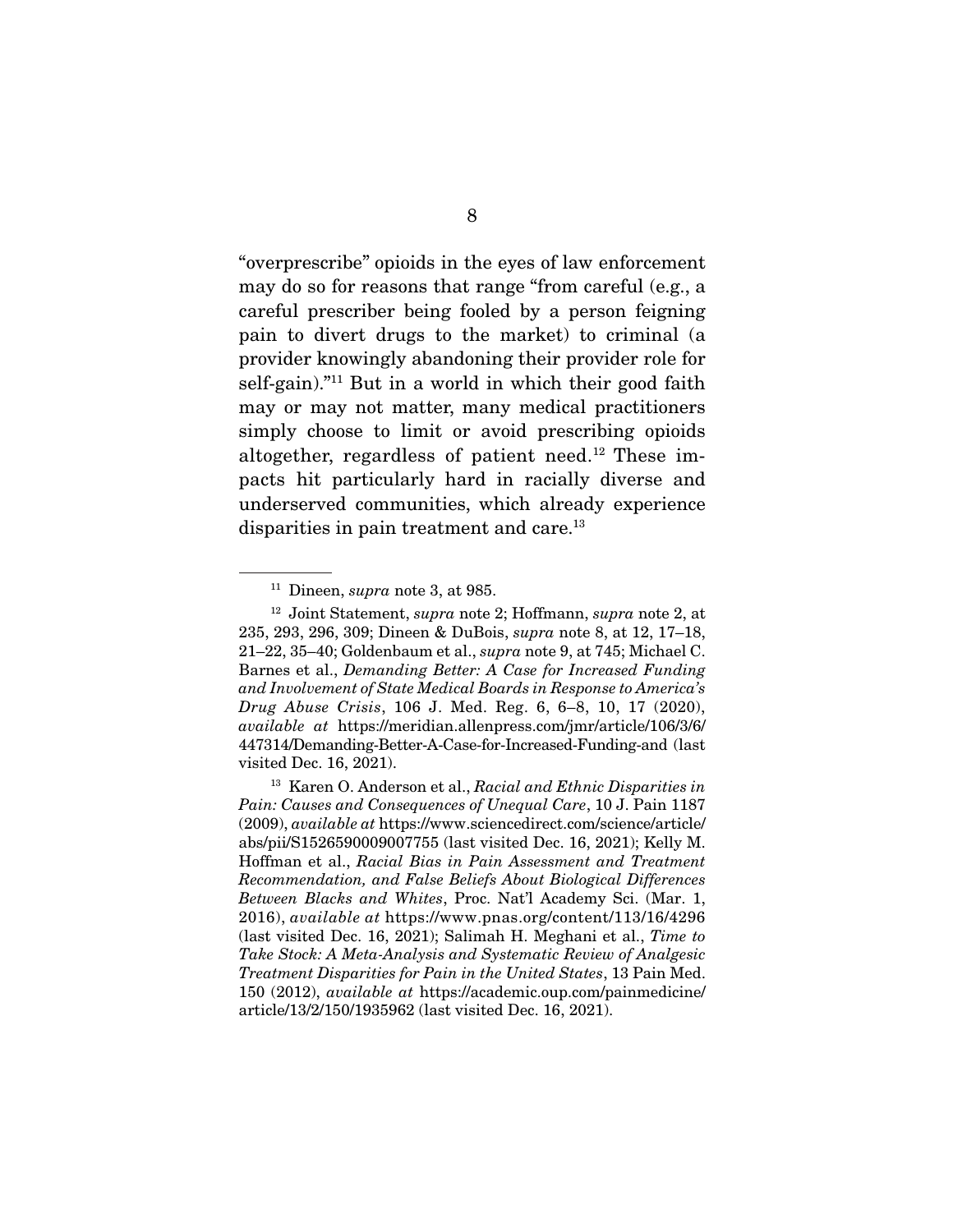"overprescribe" opioids in the eyes of law enforcement may do so for reasons that range "from careful (e.g., a careful prescriber being fooled by a person feigning pain to divert drugs to the market) to criminal (a provider knowingly abandoning their provider role for self-gain)."[11] But in a world in which their good faith may or may not matter, many medical practitioners simply choose to limit or avoid prescribing opioids altogether, regardless of patient need.[12] These impacts hit particularly hard in racially diverse and underserved communities, which already experience disparities in pain treatment and care.[13]

---

[11] Dineen, *supra* note 3, at 985.

[12] Joint Statement, *supra* note 2; Hoffmann, *supra* note 2, at 235, 293, 296, 309; Dineen & DuBois, *supra* note 8, at 12, 17–18, 21–22, 35–40; Goldenbaum et al., *supra* note 9, at 745; Michael C. Barnes et al., *Demanding Better: A Case for Increased Funding and Involvement of State Medical Boards in Response to America's Drug Abuse Crisis*, 106 J. Med. Reg. 6, 6–8, 10, 17 (2020), *available at* https://meridian.allenpress.com/jmr/article/106/3/6/447314/Demanding-Better-A-Case-for-Increased-Funding-and (last visited Dec. 16, 2021).

[13] Karen O. Anderson et al., *Racial and Ethnic Disparities in Pain: Causes and Consequences of Unequal Care*, 10 J. Pain 1187 (2009), *available at* https://www.sciencedirect.com/science/article/abs/pii/S1526590009007755 (last visited Dec. 16, 2021); Kelly M. Hoffman et al., *Racial Bias in Pain Assessment and Treatment Recommendation, and False Beliefs About Biological Differences Between Blacks and Whites*, Proc. Nat'l Academy Sci. (Mar. 1, 2016), *available at* https://www.pnas.org/content/113/16/4296 (last visited Dec. 16, 2021); Salimah H. Meghani et al., *Time to Take Stock: A Meta-Analysis and Systematic Review of Analgesic Treatment Disparities for Pain in the United States*, 13 Pain Med. 150 (2012), *available at* https://academic.oup.com/painmedicine/article/13/2/150/1935962 (last visited Dec. 16, 2021).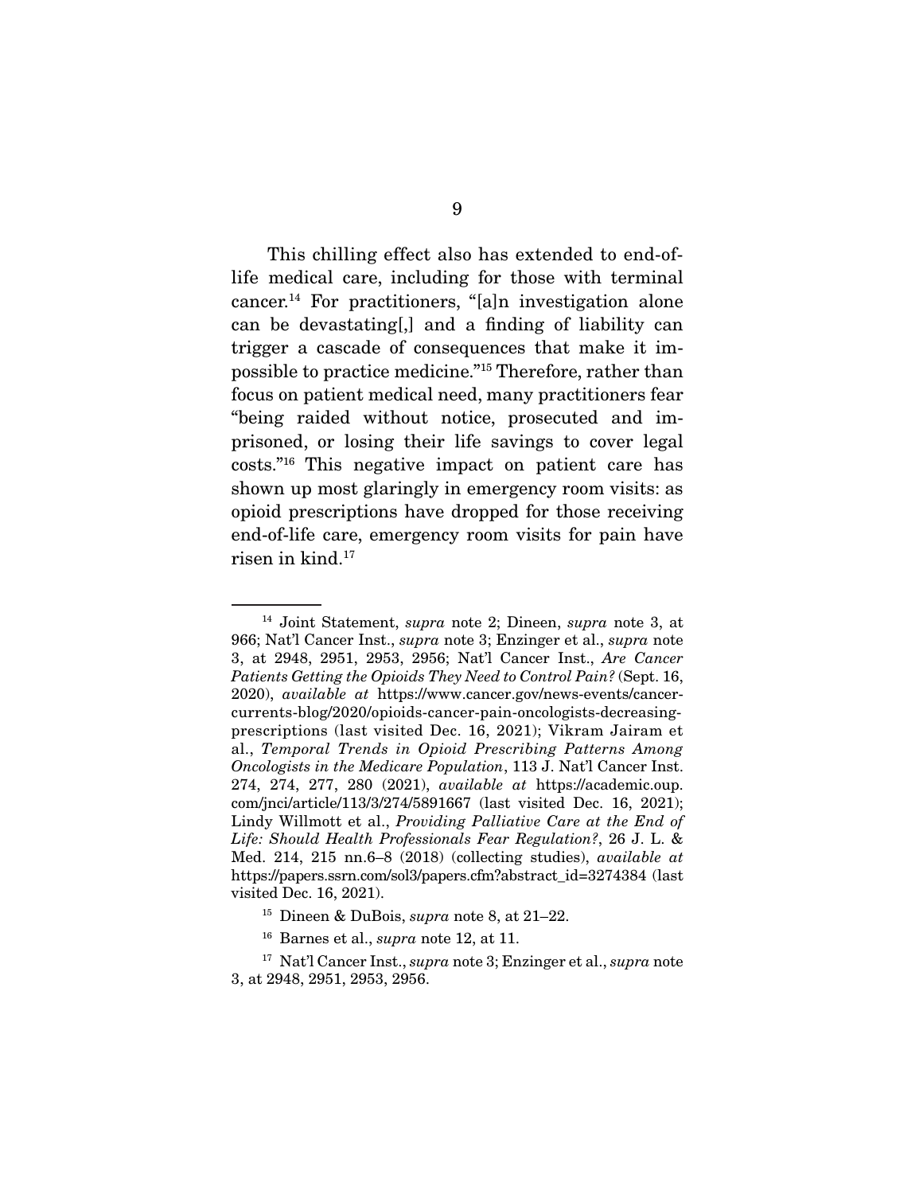This chilling effect also has extended to end-of-life medical care, including for those with terminal cancer.[14] For practitioners, "[a]n investigation alone can be devastating[,] and a finding of liability can trigger a cascade of consequences that make it impossible to practice medicine."[15] Therefore, rather than focus on patient medical need, many practitioners fear "being raided without notice, prosecuted and imprisoned, or losing their life savings to cover legal costs."[16] This negative impact on patient care has shown up most glaringly in emergency room visits: as opioid prescriptions have dropped for those receiving end-of-life care, emergency room visits for pain have risen in kind.[17]

---

[14] Joint Statement, *supra* note 2; Dineen, *supra* note 3, at 966; Nat'l Cancer Inst., *supra* note 3; Enzinger et al., *supra* note 3, at 2948, 2951, 2953, 2956; Nat'l Cancer Inst., *Are Cancer Patients Getting the Opioids They Need to Control Pain?* (Sept. 16, 2020), *available at* https://www.cancer.gov/news-events/cancer-currents-blog/2020/opioids-cancer-pain-oncologists-decreasing-prescriptions (last visited Dec. 16, 2021); Vikram Jairam et al., *Temporal Trends in Opioid Prescribing Patterns Among Oncologists in the Medicare Population*, 113 J. Nat'l Cancer Inst. 274, 274, 277, 280 (2021), *available at* https://academic.oup.com/jnci/article/113/3/274/5891667 (last visited Dec. 16, 2021); Lindy Willmott et al., *Providing Palliative Care at the End of Life: Should Health Professionals Fear Regulation?*, 26 J. L. & Med. 214, 215 nn.6–8 (2018) (collecting studies), *available at* https://papers.ssrn.com/sol3/papers.cfm?abstract_id=3274384 (last visited Dec. 16, 2021).

[15] Dineen & DuBois, *supra* note 8, at 21–22.

[16] Barnes et al., *supra* note 12, at 11.

[17] Nat'l Cancer Inst., *supra* note 3; Enzinger et al., *supra* note 3, at 2948, 2951, 2953, 2956.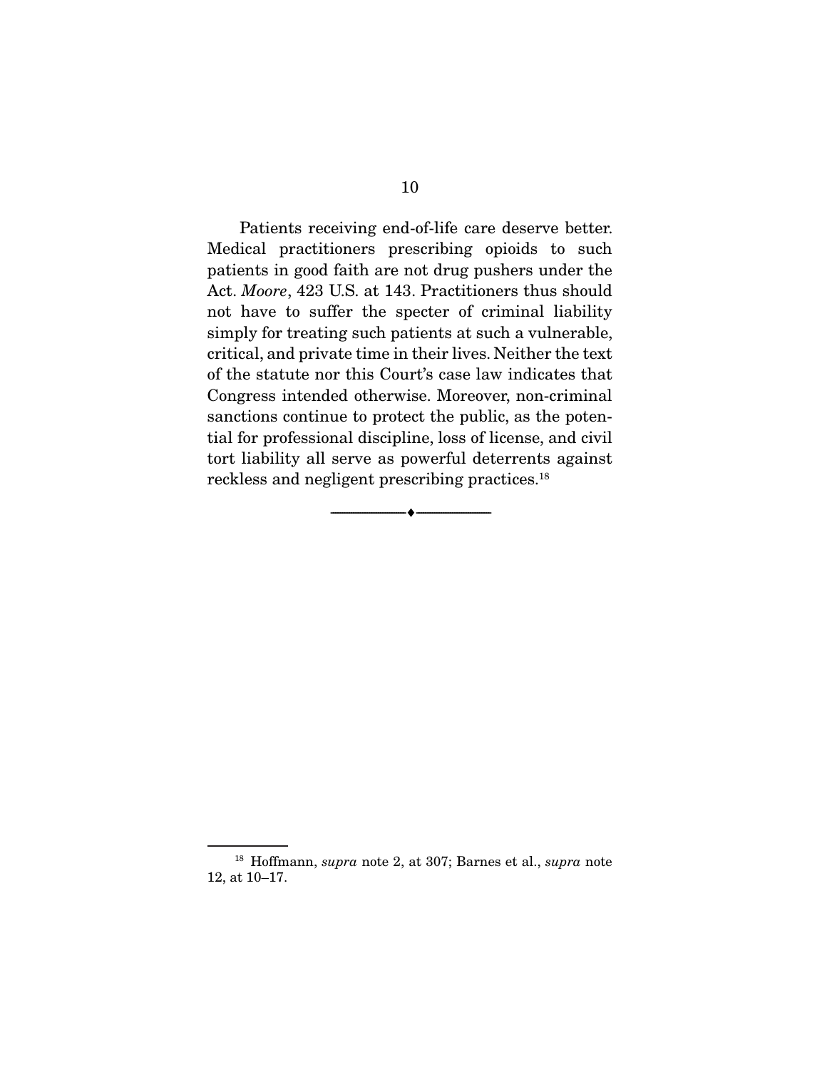Patients receiving end-of-life care deserve better. Medical practitioners prescribing opioids to such patients in good faith are not drug pushers under the Act. *Moore*, 423 U.S. at 143. Practitioners thus should not have to suffer the specter of criminal liability simply for treating such patients at such a vulnerable, critical, and private time in their lives. Neither the text of the statute nor this Court's case law indicates that Congress intended otherwise. Moreover, non-criminal sanctions continue to protect the public, as the potential for professional discipline, loss of license, and civil tort liability all serve as powerful deterrents against reckless and negligent prescribing practices.[18]

---

[18] Hoffmann, *supra* note 2, at 307; Barnes et al., *supra* note 12, at 10–17.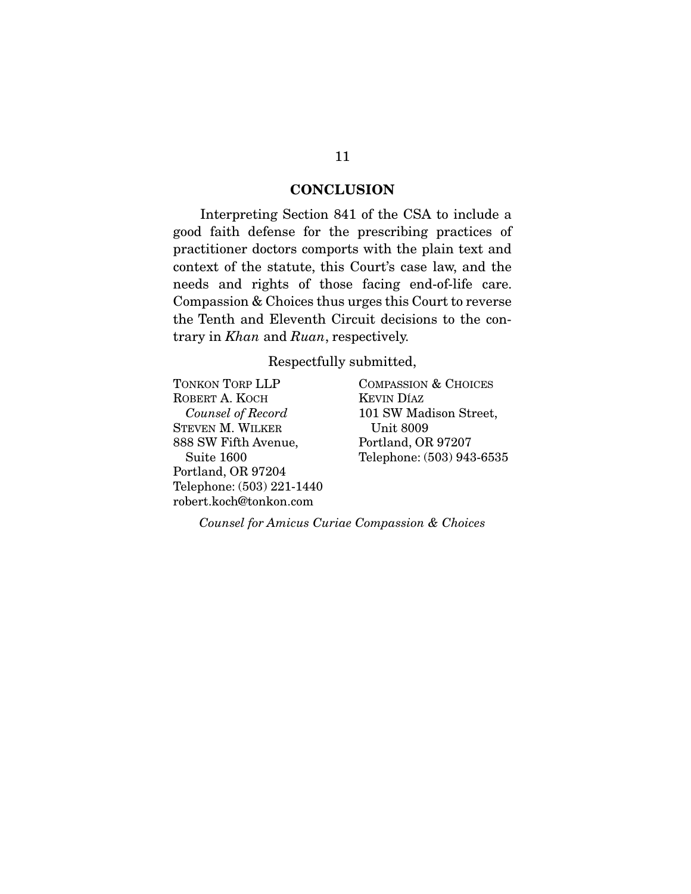## CONCLUSION

Interpreting Section 841 of the CSA to include a good faith defense for the prescribing practices of practitioner doctors comports with the plain text and context of the statute, this Court's case law, and the needs and rights of those facing end-of-life care. Compassion & Choices thus urges this Court to reverse the Tenth and Eleventh Circuit decisions to the contrary in *Khan* and *Ruan*, respectively.

Respectfully submitted,

TONKON TORP LLP
ROBERT A. KOCH
*Counsel of Record*
STEVEN M. WILKER
888 SW Fifth Avenue,
Suite 1600
Portland, OR 97204
Telephone: (503) 221-1440
robert.koch@tonkon.com

COMPASSION & CHOICES
KEVIN DÍAZ
101 SW Madison Street,
Unit 8009
Portland, OR 97207
Telephone: (503) 943-6535

*Counsel for Amicus Curiae Compassion & Choices*